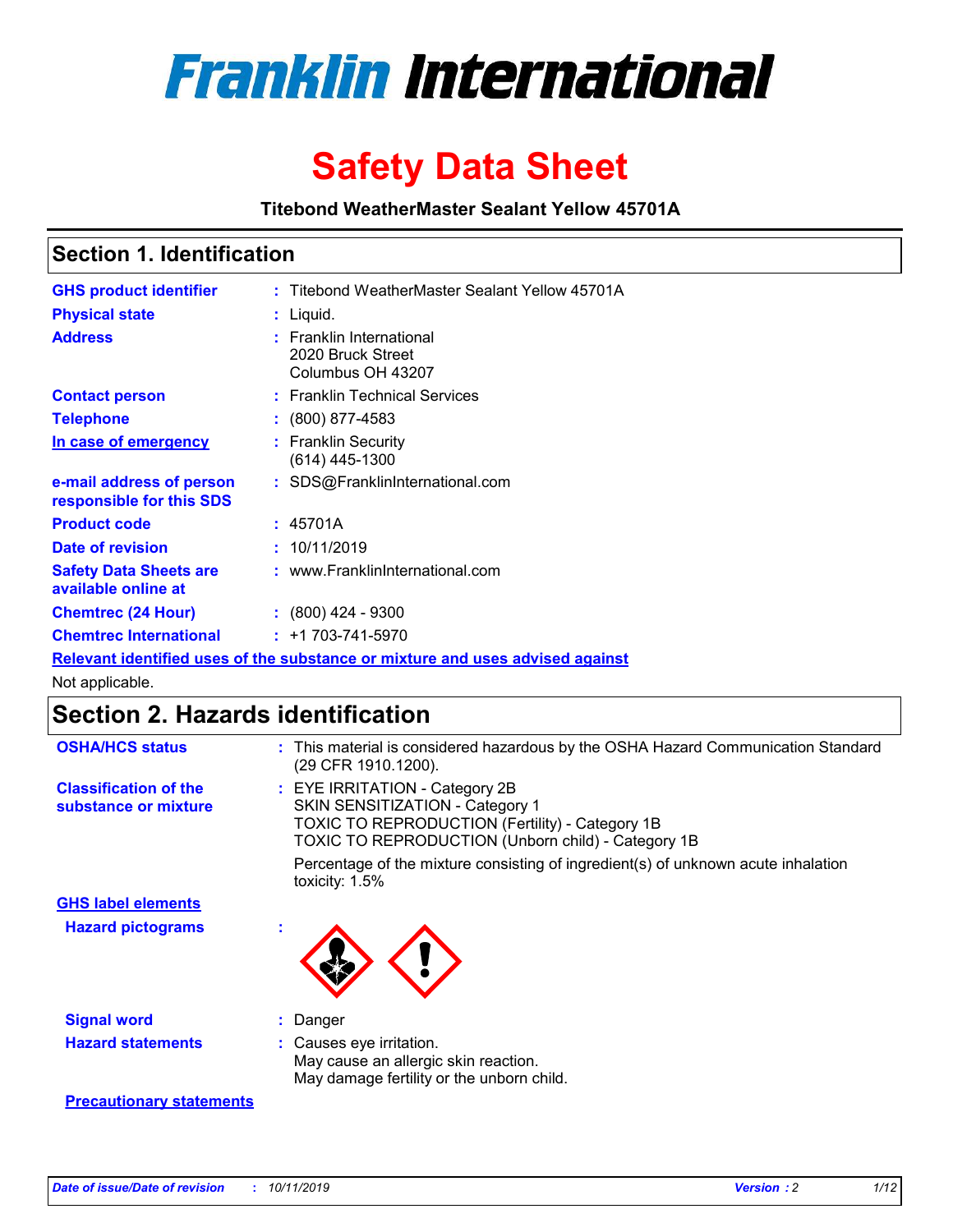# Franklin International

# Safety Data Sheet

**Titebond WeatherMaster Sealant Yellow 45701A**

## Section 1. Identification

| | | |
|---|---|---|
| **GHS product identifier** | : | Titebond WeatherMaster Sealant Yellow 45701A |
| **Physical state** | : | Liquid. |
| **Address** | : | Franklin International<br>2020 Bruck Street<br>Columbus OH 43207 |
| **Contact person** | : | Franklin Technical Services |
| **Telephone** | : | (800) 877-4583 |
| **In case of emergency** | : | Franklin Security<br>(614) 445-1300 |
| **e-mail address of person responsible for this SDS** | : | SDS@FranklinInternational.com |
| **Product code** | : | 45701A |
| **Date of revision** | : | 10/11/2019 |
| **Safety Data Sheets are available online at** | : | www.FranklinInternational.com |
| **Chemtrec (24 Hour)** | : | (800) 424 - 9300 |
| **Chemtrec International** | : | +1 703-741-5970 |

**Relevant identified uses of the substance or mixture and uses advised against**

Not applicable.

## Section 2. Hazards identification

| | | |
|---|---|---|
| **OSHA/HCS status** | : | This material is considered hazardous by the OSHA Hazard Communication Standard (29 CFR 1910.1200). |
| **Classification of the substance or mixture** | : | EYE IRRITATION - Category 2B<br>SKIN SENSITIZATION - Category 1<br>TOXIC TO REPRODUCTION (Fertility) - Category 1B<br>TOXIC TO REPRODUCTION (Unborn child) - Category 1B<br><br>Percentage of the mixture consisting of ingredient(s) of unknown acute inhalation toxicity: 1.5% |

**GHS label elements**

| | | |
|---|---|---|
| **Hazard pictograms** | : | |
| **Signal word** | : | Danger |
| **Hazard statements** | : | Causes eye irritation.<br>May cause an allergic skin reaction.<br>May damage fertility or the unborn child. |

**Precautionary statements**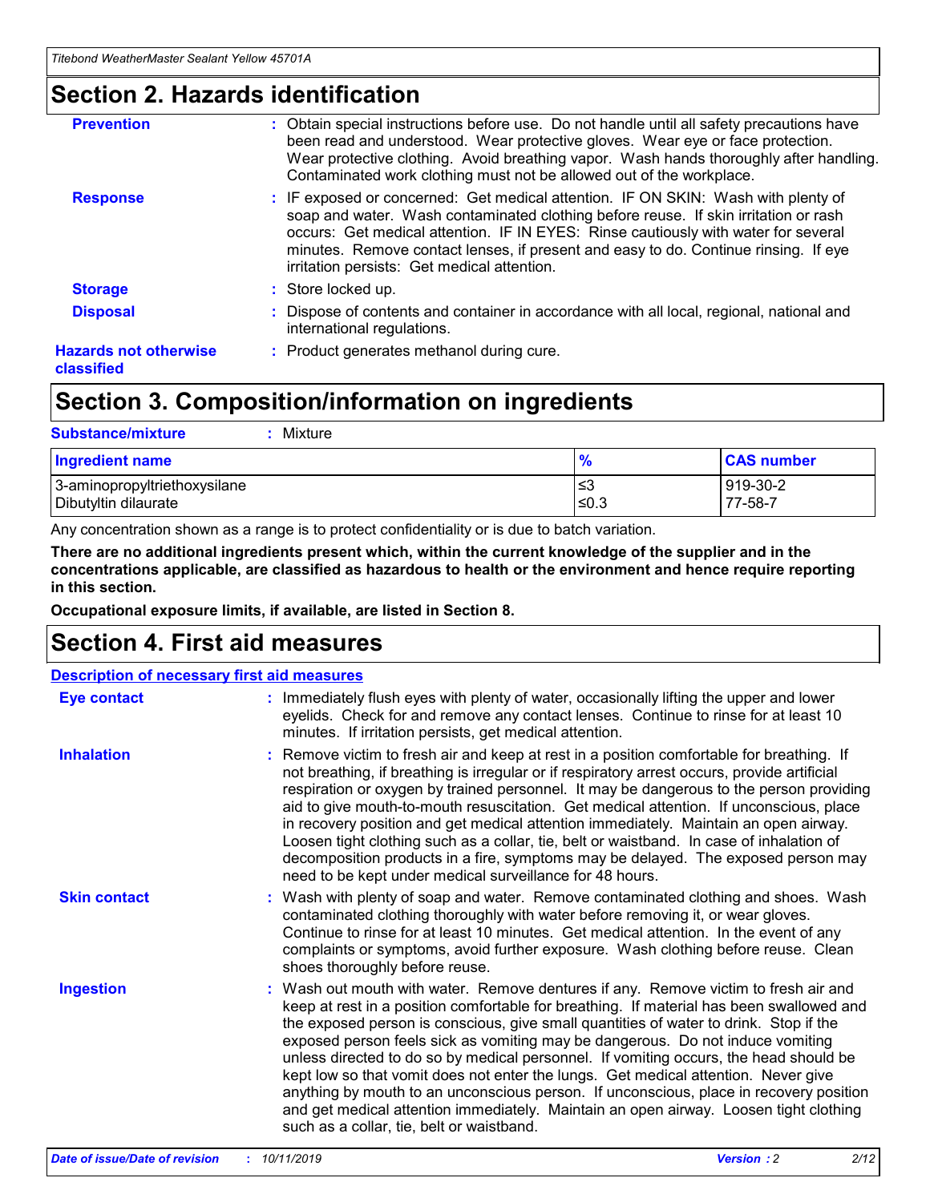## Section 2. Hazards identification

| | |
|---|---|
| **Prevention** | : Obtain special instructions before use. Do not handle until all safety precautions have been read and understood. Wear protective gloves. Wear eye or face protection. Wear protective clothing. Avoid breathing vapor. Wash hands thoroughly after handling. Contaminated work clothing must not be allowed out of the workplace. |
| **Response** | : IF exposed or concerned: Get medical attention. IF ON SKIN: Wash with plenty of soap and water. Wash contaminated clothing before reuse. If skin irritation or rash occurs: Get medical attention. IF IN EYES: Rinse cautiously with water for several minutes. Remove contact lenses, if present and easy to do. Continue rinsing. If eye irritation persists: Get medical attention. |
| **Storage** | : Store locked up. |
| **Disposal** | : Dispose of contents and container in accordance with all local, regional, national and international regulations. |
| **Hazards not otherwise classified** | : Product generates methanol during cure. |

## Section 3. Composition/information on ingredients

**Substance/mixture** : Mixture

| Ingredient name | % | CAS number |
|---|---|---|
| 3-aminopropyltriethoxysilane | ≤3 | 919-30-2 |
| Dibutyltin dilaurate | ≤0.3 | 77-58-7 |

Any concentration shown as a range is to protect confidentiality or is due to batch variation.

**There are no additional ingredients present which, within the current knowledge of the supplier and in the concentrations applicable, are classified as hazardous to health or the environment and hence require reporting in this section.**

**Occupational exposure limits, if available, are listed in Section 8.**

## Section 4. First aid measures

**Description of necessary first aid measures**

| | |
|---|---|
| **Eye contact** | : Immediately flush eyes with plenty of water, occasionally lifting the upper and lower eyelids. Check for and remove any contact lenses. Continue to rinse for at least 10 minutes. If irritation persists, get medical attention. |
| **Inhalation** | : Remove victim to fresh air and keep at rest in a position comfortable for breathing. If not breathing, if breathing is irregular or if respiratory arrest occurs, provide artificial respiration or oxygen by trained personnel. It may be dangerous to the person providing aid to give mouth-to-mouth resuscitation. Get medical attention. If unconscious, place in recovery position and get medical attention immediately. Maintain an open airway. Loosen tight clothing such as a collar, tie, belt or waistband. In case of inhalation of decomposition products in a fire, symptoms may be delayed. The exposed person may need to be kept under medical surveillance for 48 hours. |
| **Skin contact** | : Wash with plenty of soap and water. Remove contaminated clothing and shoes. Wash contaminated clothing thoroughly with water before removing it, or wear gloves. Continue to rinse for at least 10 minutes. Get medical attention. In the event of any complaints or symptoms, avoid further exposure. Wash clothing before reuse. Clean shoes thoroughly before reuse. |
| **Ingestion** | : Wash out mouth with water. Remove dentures if any. Remove victim to fresh air and keep at rest in a position comfortable for breathing. If material has been swallowed and the exposed person is conscious, give small quantities of water to drink. Stop if the exposed person feels sick as vomiting may be dangerous. Do not induce vomiting unless directed to do so by medical personnel. If vomiting occurs, the head should be kept low so that vomit does not enter the lungs. Get medical attention. Never give anything by mouth to an unconscious person. If unconscious, place in recovery position and get medical attention immediately. Maintain an open airway. Loosen tight clothing such as a collar, tie, belt or waistband. |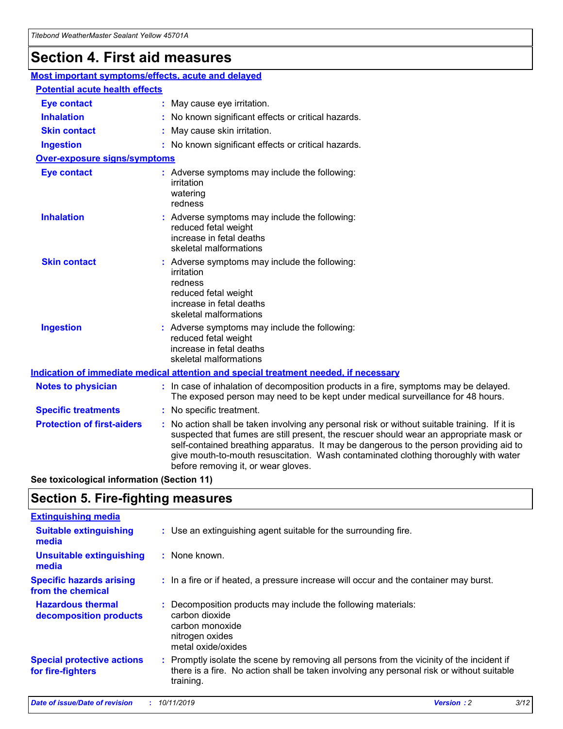# Section 4. First aid measures

## Most important symptoms/effects, acute and delayed

### Potential acute health effects

**Eye contact** : May cause eye irritation.

**Inhalation** : No known significant effects or critical hazards.

**Skin contact** : May cause skin irritation.

**Ingestion** : No known significant effects or critical hazards.

### Over-exposure signs/symptoms

**Eye contact** : Adverse symptoms may include the following:
irritation
watering
redness

**Inhalation** : Adverse symptoms may include the following:
reduced fetal weight
increase in fetal deaths
skeletal malformations

**Skin contact** : Adverse symptoms may include the following:
irritation
redness
reduced fetal weight
increase in fetal deaths
skeletal malformations

**Ingestion** : Adverse symptoms may include the following:
reduced fetal weight
increase in fetal deaths
skeletal malformations

## Indication of immediate medical attention and special treatment needed, if necessary

**Notes to physician** : In case of inhalation of decomposition products in a fire, symptoms may be delayed. The exposed person may need to be kept under medical surveillance for 48 hours.

**Specific treatments** : No specific treatment.

**Protection of first-aiders** : No action shall be taken involving any personal risk or without suitable training. If it is suspected that fumes are still present, the rescuer should wear an appropriate mask or self-contained breathing apparatus. It may be dangerous to the person providing aid to give mouth-to-mouth resuscitation. Wash contaminated clothing thoroughly with water before removing it, or wear gloves.

**See toxicological information (Section 11)**

# Section 5. Fire-fighting measures

## Extinguishing media

**Suitable extinguishing media** : Use an extinguishing agent suitable for the surrounding fire.

**Unsuitable extinguishing media** : None known.

**Specific hazards arising from the chemical** : In a fire or if heated, a pressure increase will occur and the container may burst.

**Hazardous thermal decomposition products** : Decomposition products may include the following materials:
carbon dioxide
carbon monoxide
nitrogen oxides
metal oxide/oxides

**Special protective actions for fire-fighters** : Promptly isolate the scene by removing all persons from the vicinity of the incident if there is a fire. No action shall be taken involving any personal risk or without suitable training.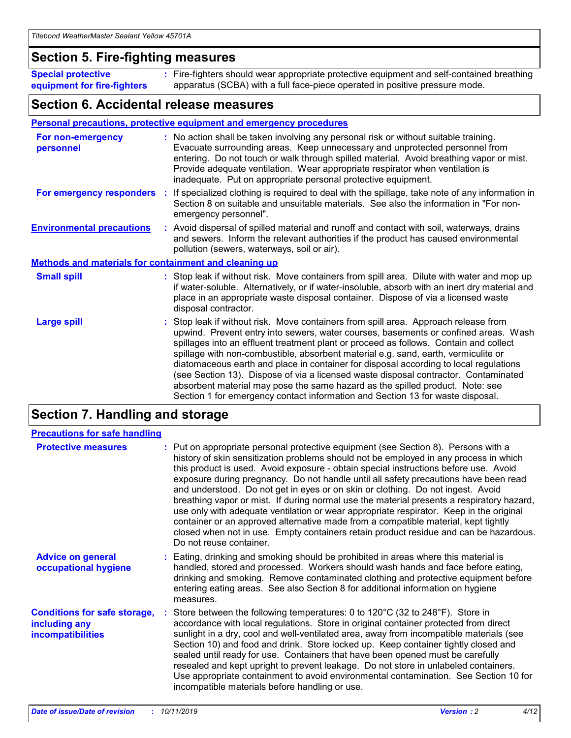## Section 5. Fire-fighting measures

**Special protective equipment for fire-fighters** : Fire-fighters should wear appropriate protective equipment and self-contained breathing apparatus (SCBA) with a full face-piece operated in positive pressure mode.

## Section 6. Accidental release measures

### Personal precautions, protective equipment and emergency procedures

**For non-emergency personnel** : No action shall be taken involving any personal risk or without suitable training. Evacuate surrounding areas. Keep unnecessary and unprotected personnel from entering. Do not touch or walk through spilled material. Avoid breathing vapor or mist. Provide adequate ventilation. Wear appropriate respirator when ventilation is inadequate. Put on appropriate personal protective equipment.

**For emergency responders** : If specialized clothing is required to deal with the spillage, take note of any information in Section 8 on suitable and unsuitable materials. See also the information in "For non-emergency personnel".

**Environmental precautions** : Avoid dispersal of spilled material and runoff and contact with soil, waterways, drains and sewers. Inform the relevant authorities if the product has caused environmental pollution (sewers, waterways, soil or air).

### Methods and materials for containment and cleaning up

**Small spill** : Stop leak if without risk. Move containers from spill area. Dilute with water and mop up if water-soluble. Alternatively, or if water-insoluble, absorb with an inert dry material and place in an appropriate waste disposal container. Dispose of via a licensed waste disposal contractor.

**Large spill** : Stop leak if without risk. Move containers from spill area. Approach release from upwind. Prevent entry into sewers, water courses, basements or confined areas. Wash spillages into an effluent treatment plant or proceed as follows. Contain and collect spillage with non-combustible, absorbent material e.g. sand, earth, vermiculite or diatomaceous earth and place in container for disposal according to local regulations (see Section 13). Dispose of via a licensed waste disposal contractor. Contaminated absorbent material may pose the same hazard as the spilled product. Note: see Section 1 for emergency contact information and Section 13 for waste disposal.

## Section 7. Handling and storage

### Precautions for safe handling

**Protective measures** : Put on appropriate personal protective equipment (see Section 8). Persons with a history of skin sensitization problems should not be employed in any process in which this product is used. Avoid exposure - obtain special instructions before use. Avoid exposure during pregnancy. Do not handle until all safety precautions have been read and understood. Do not get in eyes or on skin or clothing. Do not ingest. Avoid breathing vapor or mist. If during normal use the material presents a respiratory hazard, use only with adequate ventilation or wear appropriate respirator. Keep in the original container or an approved alternative made from a compatible material, kept tightly closed when not in use. Empty containers retain product residue and can be hazardous. Do not reuse container.

**Advice on general occupational hygiene** : Eating, drinking and smoking should be prohibited in areas where this material is handled, stored and processed. Workers should wash hands and face before eating, drinking and smoking. Remove contaminated clothing and protective equipment before entering eating areas. See also Section 8 for additional information on hygiene measures.

**Conditions for safe storage, including any incompatibilities** : Store between the following temperatures: 0 to 120°C (32 to 248°F). Store in accordance with local regulations. Store in original container protected from direct sunlight in a dry, cool and well-ventilated area, away from incompatible materials (see Section 10) and food and drink. Store locked up. Keep container tightly closed and sealed until ready for use. Containers that have been opened must be carefully resealed and kept upright to prevent leakage. Do not store in unlabeled containers. Use appropriate containment to avoid environmental contamination. See Section 10 for incompatible materials before handling or use.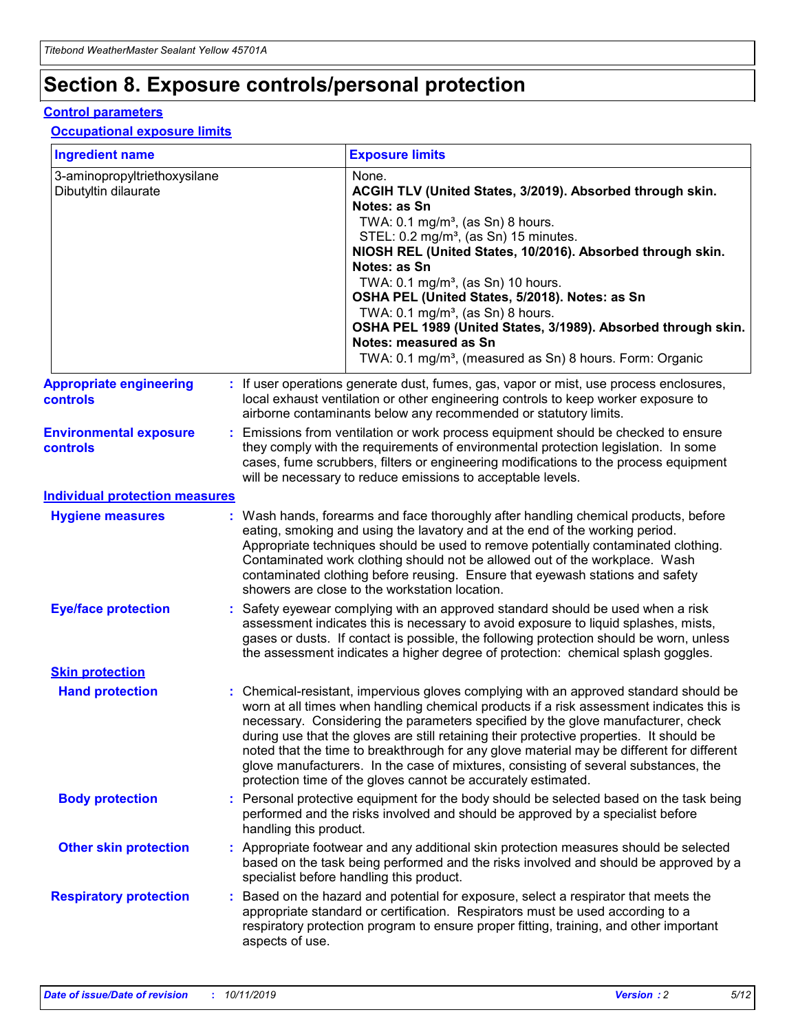# Section 8. Exposure controls/personal protection

## Control parameters

### Occupational exposure limits

| Ingredient name | Exposure limits |
| --- | --- |
| 3-aminopropyltriethoxysilane<br>Dibutyltin dilaurate | None.<br>**ACGIH TLV (United States, 3/2019). Absorbed through skin. Notes: as Sn**<br>TWA: 0.1 mg/m³, (as Sn) 8 hours.<br>STEL: 0.2 mg/m³, (as Sn) 15 minutes.<br>**NIOSH REL (United States, 10/2016). Absorbed through skin. Notes: as Sn**<br>TWA: 0.1 mg/m³, (as Sn) 10 hours.<br>**OSHA PEL (United States, 5/2018). Notes: as Sn**<br>TWA: 0.1 mg/m³, (as Sn) 8 hours.<br>**OSHA PEL 1989 (United States, 3/1989). Absorbed through skin. Notes: measured as Sn**<br>TWA: 0.1 mg/m³, (measured as Sn) 8 hours. Form: Organic |

**Appropriate engineering controls** : If user operations generate dust, fumes, gas, vapor or mist, use process enclosures, local exhaust ventilation or other engineering controls to keep worker exposure to airborne contaminants below any recommended or statutory limits.

**Environmental exposure controls** : Emissions from ventilation or work process equipment should be checked to ensure they comply with the requirements of environmental protection legislation. In some cases, fume scrubbers, filters or engineering modifications to the process equipment will be necessary to reduce emissions to acceptable levels.

## Individual protection measures

**Hygiene measures** : Wash hands, forearms and face thoroughly after handling chemical products, before eating, smoking and using the lavatory and at the end of the working period. Appropriate techniques should be used to remove potentially contaminated clothing. Contaminated work clothing should not be allowed out of the workplace. Wash contaminated clothing before reusing. Ensure that eyewash stations and safety showers are close to the workstation location.

**Eye/face protection** : Safety eyewear complying with an approved standard should be used when a risk assessment indicates this is necessary to avoid exposure to liquid splashes, mists, gases or dusts. If contact is possible, the following protection should be worn, unless the assessment indicates a higher degree of protection: chemical splash goggles.

### Skin protection

**Hand protection** : Chemical-resistant, impervious gloves complying with an approved standard should be worn at all times when handling chemical products if a risk assessment indicates this is necessary. Considering the parameters specified by the glove manufacturer, check during use that the gloves are still retaining their protective properties. It should be noted that the time to breakthrough for any glove material may be different for different glove manufacturers. In the case of mixtures, consisting of several substances, the protection time of the gloves cannot be accurately estimated.

**Body protection** : Personal protective equipment for the body should be selected based on the task being performed and the risks involved and should be approved by a specialist before handling this product.

**Other skin protection** : Appropriate footwear and any additional skin protection measures should be selected based on the task being performed and the risks involved and should be approved by a specialist before handling this product.

**Respiratory protection** : Based on the hazard and potential for exposure, select a respirator that meets the appropriate standard or certification. Respirators must be used according to a respiratory protection program to ensure proper fitting, training, and other important aspects of use.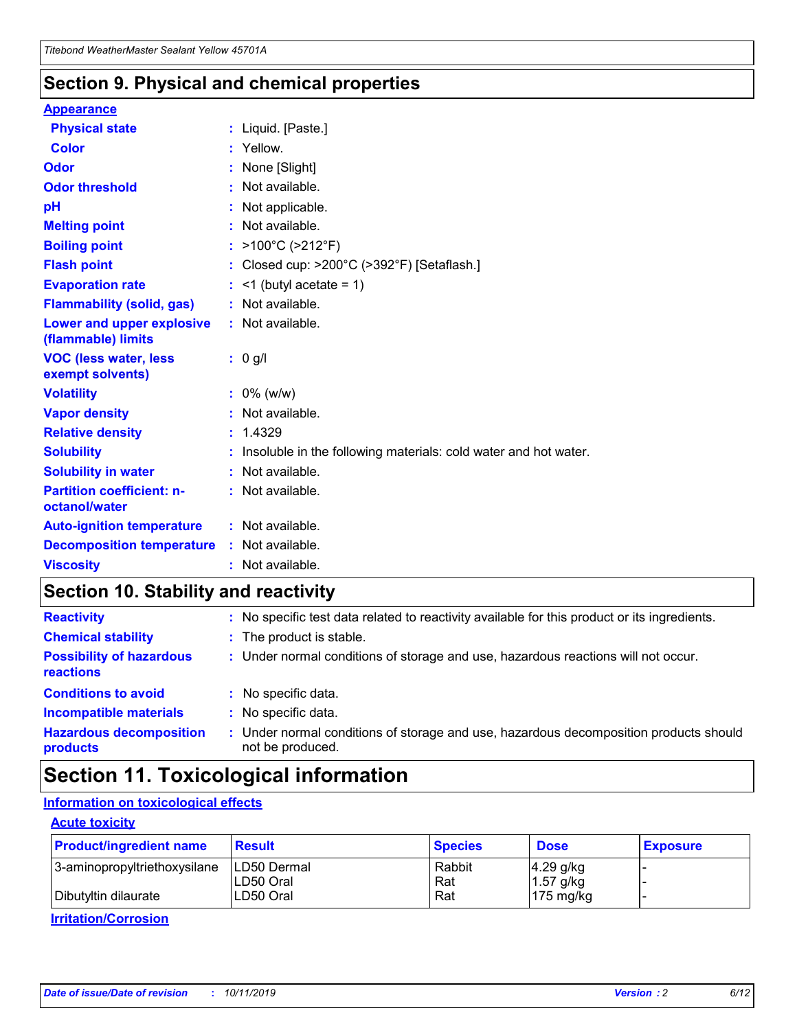## Section 9. Physical and chemical properties

### Appearance

| | | |
|---|---|---|
| **Physical state** | : | Liquid. [Paste.] |
| **Color** | : | Yellow. |
| **Odor** | : | None [Slight] |
| **Odor threshold** | : | Not available. |
| **pH** | : | Not applicable. |
| **Melting point** | : | Not available. |
| **Boiling point** | : | >100°C (>212°F) |
| **Flash point** | : | Closed cup: >200°C (>392°F) [Setaflash.] |
| **Evaporation rate** | : | <1 (butyl acetate = 1) |
| **Flammability (solid, gas)** | : | Not available. |
| **Lower and upper explosive (flammable) limits** | : | Not available. |
| **VOC (less water, less exempt solvents)** | : | 0 g/l |
| **Volatility** | : | 0% (w/w) |
| **Vapor density** | : | Not available. |
| **Relative density** | : | 1.4329 |
| **Solubility** | : | Insoluble in the following materials: cold water and hot water. |
| **Solubility in water** | : | Not available. |
| **Partition coefficient: n-octanol/water** | : | Not available. |
| **Auto-ignition temperature** | : | Not available. |
| **Decomposition temperature** | : | Not available. |
| **Viscosity** | : | Not available. |

## Section 10. Stability and reactivity

| | | |
|---|---|---|
| **Reactivity** | : | No specific test data related to reactivity available for this product or its ingredients. |
| **Chemical stability** | : | The product is stable. |
| **Possibility of hazardous reactions** | : | Under normal conditions of storage and use, hazardous reactions will not occur. |
| **Conditions to avoid** | : | No specific data. |
| **Incompatible materials** | : | No specific data. |
| **Hazardous decomposition products** | : | Under normal conditions of storage and use, hazardous decomposition products should not be produced. |

## Section 11. Toxicological information

### Information on toxicological effects

#### Acute toxicity

| Product/ingredient name | Result | Species | Dose | Exposure |
|---|---|---|---|---|
| 3-aminopropyltriethoxysilane | LD50 Dermal | Rabbit | 4.29 g/kg | - |
| | LD50 Oral | Rat | 1.57 g/kg | - |
| Dibutyltin dilaurate | LD50 Oral | Rat | 175 mg/kg | - |

#### Irritation/Corrosion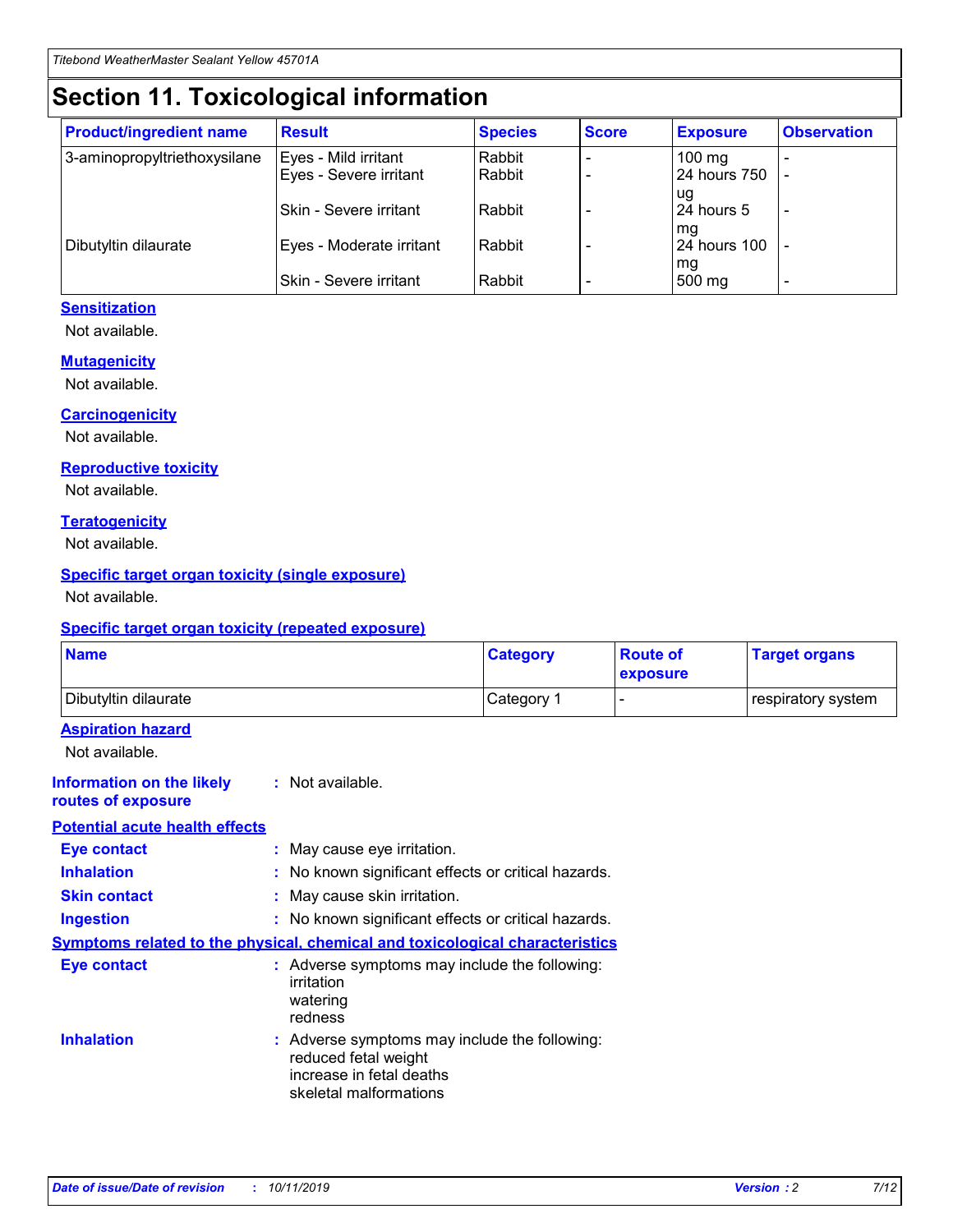# Section 11. Toxicological information

| Product/ingredient name | Result | Species | Score | Exposure | Observation |
| --- | --- | --- | --- | --- | --- |
| 3-aminopropyltriethoxysilane | Eyes - Mild irritant | Rabbit | - | 100 mg | - |
| | Eyes - Severe irritant | Rabbit | - | 24 hours 750 ug | - |
| | Skin - Severe irritant | Rabbit | - | 24 hours 5 mg | - |
| Dibutyltin dilaurate | Eyes - Moderate irritant | Rabbit | - | 24 hours 100 mg | - |
| | Skin - Severe irritant | Rabbit | - | 500 mg | - |

### Sensitization

Not available.

### Mutagenicity

Not available.

### Carcinogenicity

Not available.

### Reproductive toxicity

Not available.

### Teratogenicity

Not available.

### Specific target organ toxicity (single exposure)

Not available.

### Specific target organ toxicity (repeated exposure)

| Name | Category | Route of exposure | Target organs |
| --- | --- | --- | --- |
| Dibutyltin dilaurate | Category 1 | - | respiratory system |

### Aspiration hazard

Not available.

**Information on the likely routes of exposure** : Not available.

### Potential acute health effects

**Eye contact** : May cause eye irritation.

**Inhalation** : No known significant effects or critical hazards.

**Skin contact** : May cause skin irritation.

**Ingestion** : No known significant effects or critical hazards.

### Symptoms related to the physical, chemical and toxicological characteristics

**Eye contact** : Adverse symptoms may include the following:
irritation
watering
redness

**Inhalation** : Adverse symptoms may include the following:
reduced fetal weight
increase in fetal deaths
skeletal malformations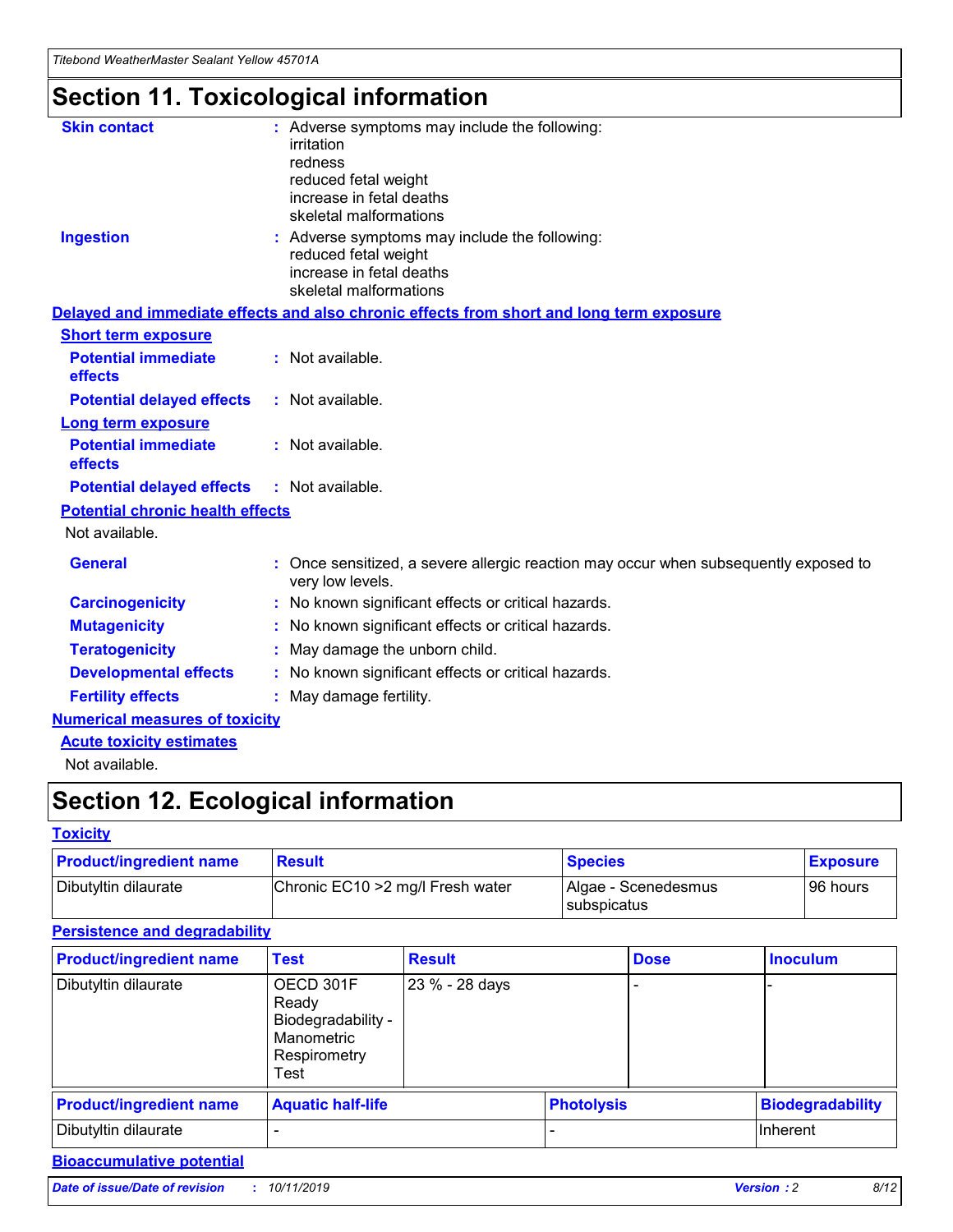# Section 11. Toxicological information

**Skin contact** : Adverse symptoms may include the following:
irritation
redness
reduced fetal weight
increase in fetal deaths
skeletal malformations

**Ingestion** : Adverse symptoms may include the following:
reduced fetal weight
increase in fetal deaths
skeletal malformations

**Delayed and immediate effects and also chronic effects from short and long term exposure**

**Short term exposure**

**Potential immediate effects** : Not available.

**Potential delayed effects** : Not available.

**Long term exposure**

**Potential immediate effects** : Not available.

**Potential delayed effects** : Not available.

**Potential chronic health effects**

Not available.

**General** : Once sensitized, a severe allergic reaction may occur when subsequently exposed to very low levels.

**Carcinogenicity** : No known significant effects or critical hazards.

**Mutagenicity** : No known significant effects or critical hazards.

**Teratogenicity** : May damage the unborn child.

**Developmental effects** : No known significant effects or critical hazards.

**Fertility effects** : May damage fertility.

**Numerical measures of toxicity**

**Acute toxicity estimates**

Not available.

# Section 12. Ecological information

**Toxicity**

| Product/ingredient name | Result | Species | Exposure |
|---|---|---|---|
| Dibutyltin dilaurate | Chronic EC10 >2 mg/l Fresh water | Algae - Scenedesmus subspicatus | 96 hours |

**Persistence and degradability**

| Product/ingredient name | Test | Result | Dose | Inoculum |
|---|---|---|---|---|
| Dibutyltin dilaurate | OECD 301F Ready Biodegradability - Manometric Respirometry Test | 23 % - 28 days | - | - |

| Product/ingredient name | Aquatic half-life | Photolysis | Biodegradability |
|---|---|---|---|
| Dibutyltin dilaurate | - | - | Inherent |

**Bioaccumulative potential**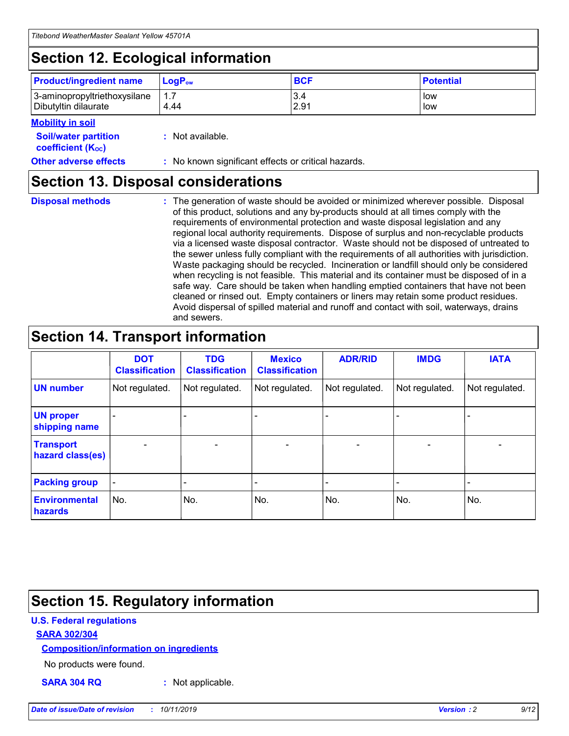## Section 12. Ecological information

| Product/ingredient name | $LogP_{ow}$ | BCF | Potential |
|---|---|---|---|
| 3-aminopropyltriethoxysilane | 1.7 | 3.4 | low |
| Dibutyltin dilaurate | 4.44 | 2.91 | low |

**Mobility in soil**

**Soil/water partition coefficient ($K_{OC}$)** : Not available.

**Other adverse effects** : No known significant effects or critical hazards.

## Section 13. Disposal considerations

**Disposal methods** : The generation of waste should be avoided or minimized wherever possible. Disposal of this product, solutions and any by-products should at all times comply with the requirements of environmental protection and waste disposal legislation and any regional local authority requirements. Dispose of surplus and non-recyclable products via a licensed waste disposal contractor. Waste should not be disposed of untreated to the sewer unless fully compliant with the requirements of all authorities with jurisdiction. Waste packaging should be recycled. Incineration or landfill should only be considered when recycling is not feasible. This material and its container must be disposed of in a safe way. Care should be taken when handling emptied containers that have not been cleaned or rinsed out. Empty containers or liners may retain some product residues. Avoid dispersal of spilled material and runoff and contact with soil, waterways, drains and sewers.

## Section 14. Transport information

| | DOT Classification | TDG Classification | Mexico Classification | ADR/RID | IMDG | IATA |
|---|---|---|---|---|---|---|
| UN number | Not regulated. | Not regulated. | Not regulated. | Not regulated. | Not regulated. | Not regulated. |
| UN proper shipping name | - | - | - | - | - | - |
| Transport hazard class(es) | - | - | - | - | - | - |
| Packing group | - | - | - | - | - | - |
| Environmental hazards | No. | No. | No. | No. | No. | No. |

## Section 15. Regulatory information

**U.S. Federal regulations**

**SARA 302/304**

**Composition/information on ingredients**

No products were found.

**SARA 304 RQ** : Not applicable.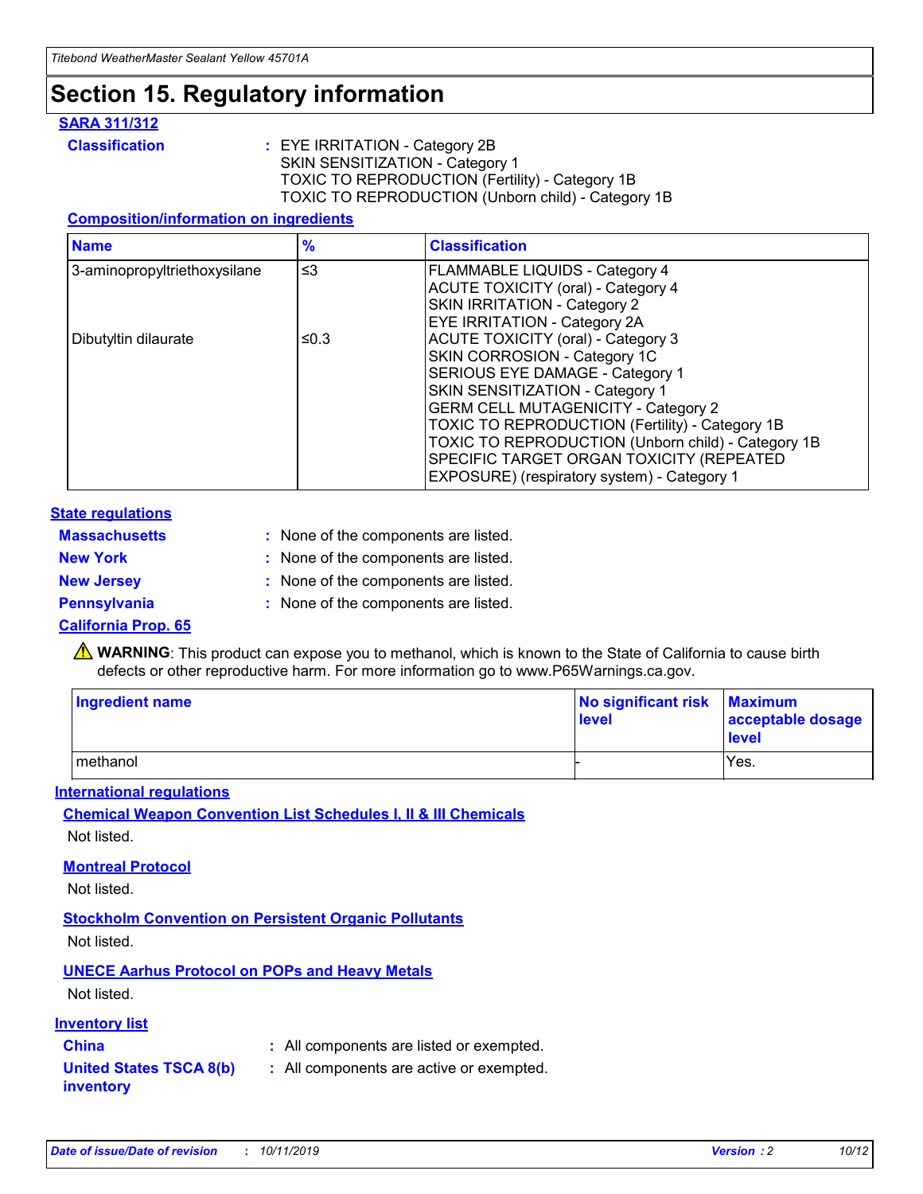# Section 15. Regulatory information

### SARA 311/312

**Classification** : EYE IRRITATION - Category 2B
SKIN SENSITIZATION - Category 1
TOXIC TO REPRODUCTION (Fertility) - Category 1B
TOXIC TO REPRODUCTION (Unborn child) - Category 1B

#### Composition/information on ingredients

| Name | % | Classification |
| --- | --- | --- |
| 3-aminopropyltriethoxysilane | ≤3 | FLAMMABLE LIQUIDS - Category 4<br>ACUTE TOXICITY (oral) - Category 4<br>SKIN IRRITATION - Category 2<br>EYE IRRITATION - Category 2A |
| Dibutyltin dilaurate | ≤0.3 | ACUTE TOXICITY (oral) - Category 3<br>SKIN CORROSION - Category 1C<br>SERIOUS EYE DAMAGE - Category 1<br>SKIN SENSITIZATION - Category 1<br>GERM CELL MUTAGENICITY - Category 2<br>TOXIC TO REPRODUCTION (Fertility) - Category 1B<br>TOXIC TO REPRODUCTION (Unborn child) - Category 1B<br>SPECIFIC TARGET ORGAN TOXICITY (REPEATED EXPOSURE) (respiratory system) - Category 1 |

### State regulations

**Massachusetts** : None of the components are listed.

**New York** : None of the components are listed.

**New Jersey** : None of the components are listed.

**Pennsylvania** : None of the components are listed.

### California Prop. 65

⚠ **WARNING**: This product can expose you to methanol, which is known to the State of California to cause birth defects or other reproductive harm. For more information go to www.P65Warnings.ca.gov.

| Ingredient name | No significant risk level | Maximum acceptable dosage level |
| --- | --- | --- |
| methanol | - | Yes. |

### International regulations

#### Chemical Weapon Convention List Schedules I, II & III Chemicals

Not listed.

#### Montreal Protocol

Not listed.

#### Stockholm Convention on Persistent Organic Pollutants

Not listed.

#### UNECE Aarhus Protocol on POPs and Heavy Metals

Not listed.

### Inventory list

**China** : All components are listed or exempted.

**United States TSCA 8(b) inventory** : All components are active or exempted.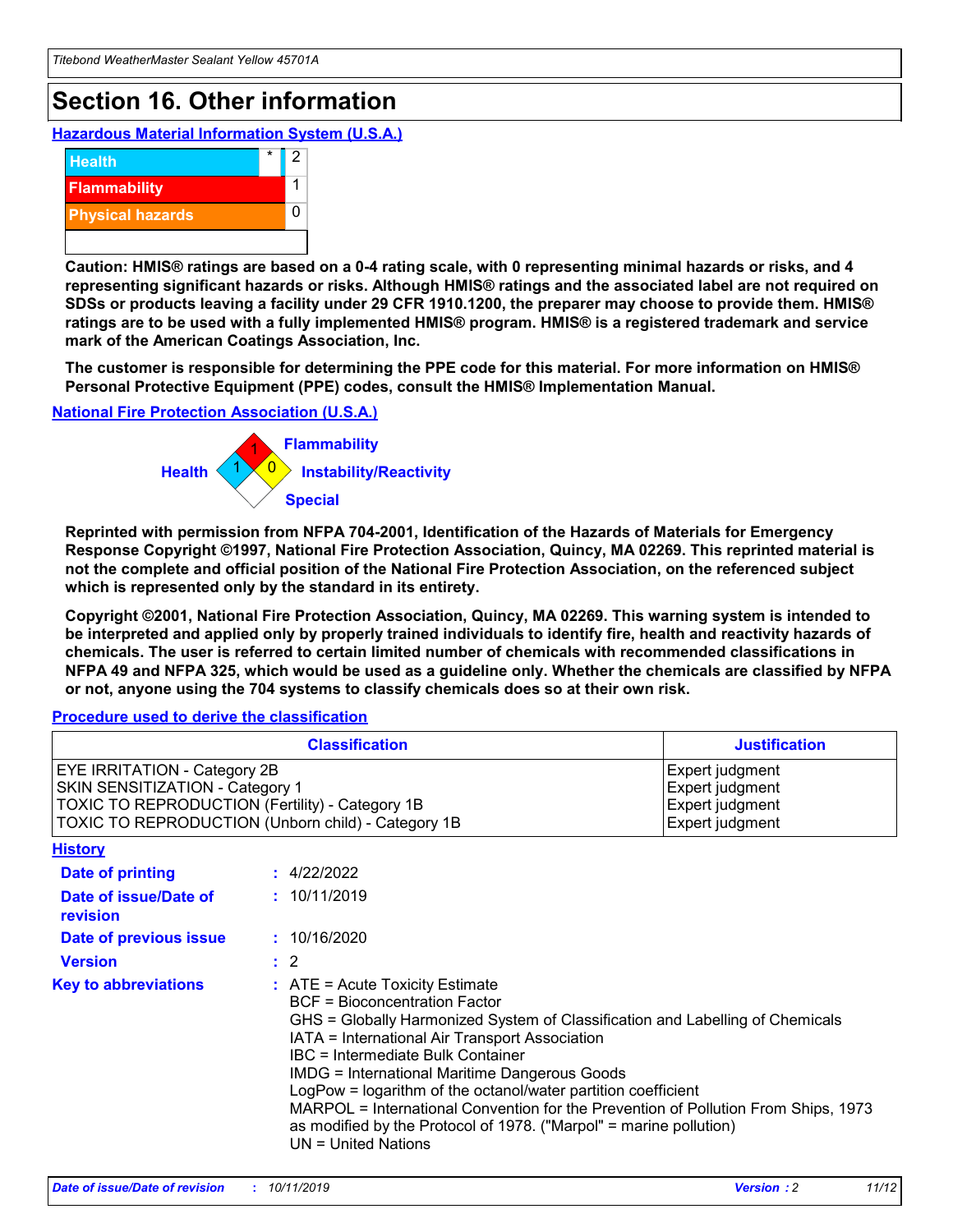# Section 16. Other information

**Hazardous Material Information System (U.S.A.)**

| | | |
|---|---|---|
| Health | * | 2 |
| Flammability | | 1 |
| Physical hazards | | 0 |
| | | |

**Caution: HMIS® ratings are based on a 0-4 rating scale, with 0 representing minimal hazards or risks, and 4 representing significant hazards or risks. Although HMIS® ratings and the associated label are not required on SDSs or products leaving a facility under 29 CFR 1910.1200, the preparer may choose to provide them. HMIS® ratings are to be used with a fully implemented HMIS® program. HMIS® is a registered trademark and service mark of the American Coatings Association, Inc.**

**The customer is responsible for determining the PPE code for this material. For more information on HMIS® Personal Protective Equipment (PPE) codes, consult the HMIS® Implementation Manual.**

**National Fire Protection Association (U.S.A.)**

Flammability: 1
Health: 1
Instability/Reactivity: 0
Special:

**Reprinted with permission from NFPA 704-2001, Identification of the Hazards of Materials for Emergency Response Copyright ©1997, National Fire Protection Association, Quincy, MA 02269. This reprinted material is not the complete and official position of the National Fire Protection Association, on the referenced subject which is represented only by the standard in its entirety.**

**Copyright ©2001, National Fire Protection Association, Quincy, MA 02269. This warning system is intended to be interpreted and applied only by properly trained individuals to identify fire, health and reactivity hazards of chemicals. The user is referred to certain limited number of chemicals with recommended classifications in NFPA 49 and NFPA 325, which would be used as a guideline only. Whether the chemicals are classified by NFPA or not, anyone using the 704 systems to classify chemicals does so at their own risk.**

**Procedure used to derive the classification**

| Classification | Justification |
|---|---|
| EYE IRRITATION - Category 2B | Expert judgment |
| SKIN SENSITIZATION - Category 1 | Expert judgment |
| TOXIC TO REPRODUCTION (Fertility) - Category 1B | Expert judgment |
| TOXIC TO REPRODUCTION (Unborn child) - Category 1B | Expert judgment |

**History**

**Date of printing** : 4/22/2022

**Date of issue/Date of revision** : 10/11/2019

**Date of previous issue** : 10/16/2020

**Version** : 2

**Key to abbreviations** : ATE = Acute Toxicity Estimate
BCF = Bioconcentration Factor
GHS = Globally Harmonized System of Classification and Labelling of Chemicals
IATA = International Air Transport Association
IBC = Intermediate Bulk Container
IMDG = International Maritime Dangerous Goods
LogPow = logarithm of the octanol/water partition coefficient
MARPOL = International Convention for the Prevention of Pollution From Ships, 1973 as modified by the Protocol of 1978. ("Marpol" = marine pollution)
UN = United Nations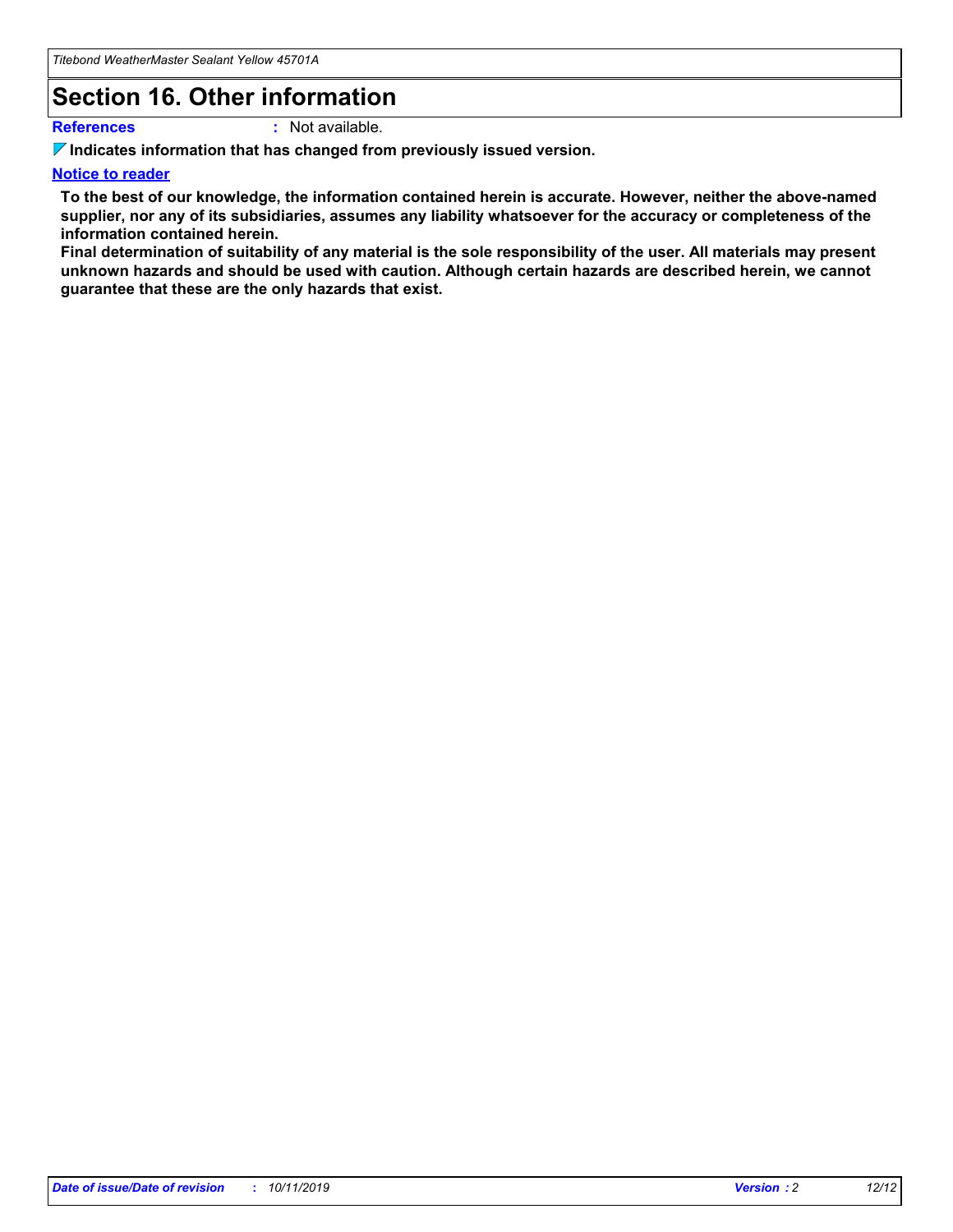# Section 16. Other information

**References** : Not available.

**Indicates information that has changed from previously issued version.**

**Notice to reader**

**To the best of our knowledge, the information contained herein is accurate. However, neither the above-named supplier, nor any of its subsidiaries, assumes any liability whatsoever for the accuracy or completeness of the information contained herein.**

**Final determination of suitability of any material is the sole responsibility of the user. All materials may present unknown hazards and should be used with caution. Although certain hazards are described herein, we cannot guarantee that these are the only hazards that exist.**